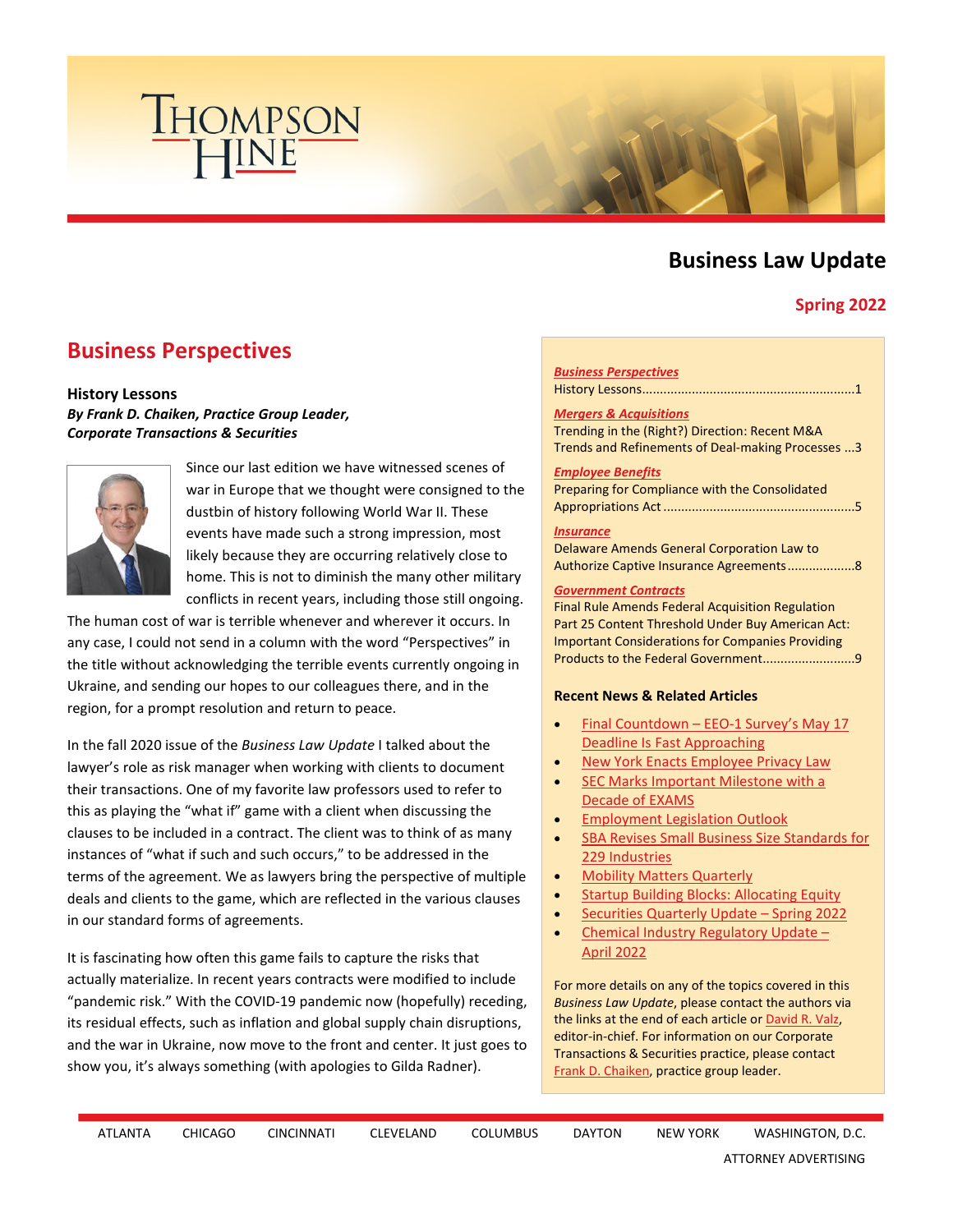# Business Law Update

**Spring 2022**

## Business Perspectives

**History Lessons**
***By Frank D. Chaiken, Practice Group Leader, Corporate Transactions & Securities***

Since our last edition we have witnessed scenes of war in Europe that we thought were consigned to the dustbin of history following World War II. These events have made such a strong impression, most likely because they are occurring relatively close to home. This is not to diminish the many other military conflicts in recent years, including those still ongoing. The human cost of war is terrible whenever and wherever it occurs. In any case, I could not send in a column with the word "Perspectives" in the title without acknowledging the terrible events currently ongoing in Ukraine, and sending our hopes to our colleagues there, and in the region, for a prompt resolution and return to peace.

In the fall 2020 issue of the *Business Law Update* I talked about the lawyer's role as risk manager when working with clients to document their transactions. One of my favorite law professors used to refer to this as playing the "what if" game with a client when discussing the clauses to be included in a contract. The client was to think of as many instances of "what if such and such occurs," to be addressed in the terms of the agreement. We as lawyers bring the perspective of multiple deals and clients to the game, which are reflected in the various clauses in our standard forms of agreements.

It is fascinating how often this game fails to capture the risks that actually materialize. In recent years contracts were modified to include "pandemic risk." With the COVID-19 pandemic now (hopefully) receding, its residual effects, such as inflation and global supply chain disruptions, and the war in Ukraine, now move to the front and center. It just goes to show you, it's always something (with apologies to Gilda Radner).

---

***Business Perspectives***
History Lessons....................1

***Mergers & Acquisitions***
Trending in the (Right?) Direction: Recent M&A Trends and Refinements of Deal-making Processes ...3

***Employee Benefits***
Preparing for Compliance with the Consolidated Appropriations Act ....................5

***Insurance***
Delaware Amends General Corporation Law to Authorize Captive Insurance Agreements....................8

***Government Contracts***
Final Rule Amends Federal Acquisition Regulation Part 25 Content Threshold Under Buy American Act: Important Considerations for Companies Providing Products to the Federal Government....................9

**Recent News & Related Articles**

- Final Countdown – EEO-1 Survey's May 17 Deadline Is Fast Approaching
- New York Enacts Employee Privacy Law
- SEC Marks Important Milestone with a Decade of EXAMS
- Employment Legislation Outlook
- SBA Revises Small Business Size Standards for 229 Industries
- Mobility Matters Quarterly
- Startup Building Blocks: Allocating Equity
- Securities Quarterly Update – Spring 2022
- Chemical Industry Regulatory Update – April 2022

For more details on any of the topics covered in this *Business Law Update*, please contact the authors via the links at the end of each article or David R. Valz, editor-in-chief. For information on our Corporate Transactions & Securities practice, please contact Frank D. Chaiken, practice group leader.

---

ATLANTA CHICAGO CINCINNATI CLEVELAND COLUMBUS DAYTON NEW YORK WASHINGTON, D.C.

ATTORNEY ADVERTISING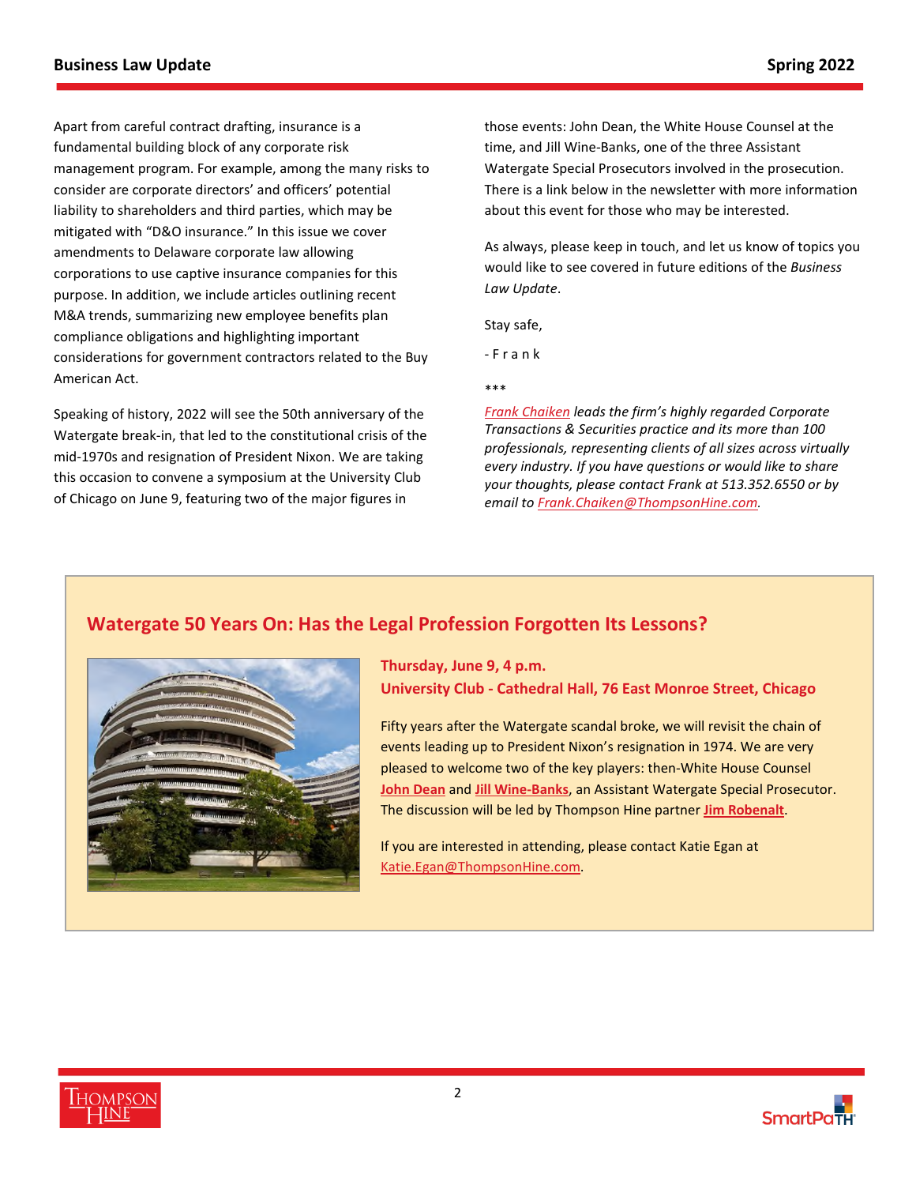Apart from careful contract drafting, insurance is a fundamental building block of any corporate risk management program. For example, among the many risks to consider are corporate directors' and officers' potential liability to shareholders and third parties, which may be mitigated with "D&O insurance." In this issue we cover amendments to Delaware corporate law allowing corporations to use captive insurance companies for this purpose. In addition, we include articles outlining recent M&A trends, summarizing new employee benefits plan compliance obligations and highlighting important considerations for government contractors related to the Buy American Act.

Speaking of history, 2022 will see the 50th anniversary of the Watergate break-in, that led to the constitutional crisis of the mid-1970s and resignation of President Nixon. We are taking this occasion to convene a symposium at the University Club of Chicago on June 9, featuring two of the major figures in those events: John Dean, the White House Counsel at the time, and Jill Wine-Banks, one of the three Assistant Watergate Special Prosecutors involved in the prosecution. There is a link below in the newsletter with more information about this event for those who may be interested.

As always, please keep in touch, and let us know of topics you would like to see covered in future editions of the *Business Law Update*.

Stay safe,

- Frank

***

*Frank Chaiken leads the firm's highly regarded Corporate Transactions & Securities practice and its more than 100 professionals, representing clients of all sizes across virtually every industry. If you have questions or would like to share your thoughts, please contact Frank at 513.352.6550 or by email to Frank.Chaiken@ThompsonHine.com.*

## Watergate 50 Years On: Has the Legal Profession Forgotten Its Lessons?

**Thursday, June 9, 4 p.m.**
**University Club - Cathedral Hall, 76 East Monroe Street, Chicago**

Fifty years after the Watergate scandal broke, we will revisit the chain of events leading up to President Nixon's resignation in 1974. We are very pleased to welcome two of the key players: then-White House Counsel **John Dean** and **Jill Wine-Banks**, an Assistant Watergate Special Prosecutor. The discussion will be led by Thompson Hine partner **Jim Robenalt**.

If you are interested in attending, please contact Katie Egan at Katie.Egan@ThompsonHine.com.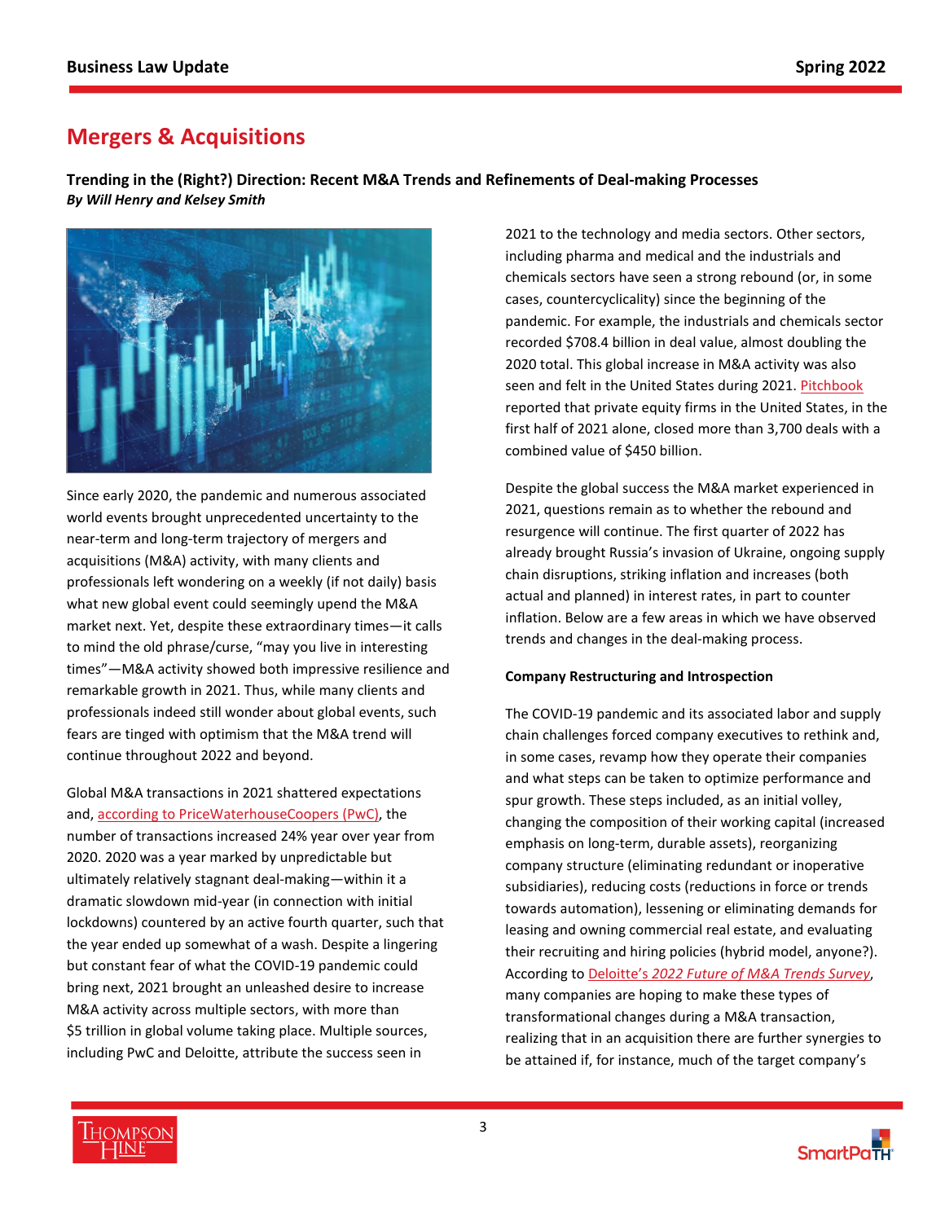## Mergers & Acquisitions

**Trending in the (Right?) Direction: Recent M&A Trends and Refinements of Deal-making Processes**
***By Will Henry and Kelsey Smith***

Since early 2020, the pandemic and numerous associated world events brought unprecedented uncertainty to the near-term and long-term trajectory of mergers and acquisitions (M&A) activity, with many clients and professionals left wondering on a weekly (if not daily) basis what new global event could seemingly upend the M&A market next. Yet, despite these extraordinary times—it calls to mind the old phrase/curse, "may you live in interesting times"—M&A activity showed both impressive resilience and remarkable growth in 2021. Thus, while many clients and professionals indeed still wonder about global events, such fears are tinged with optimism that the M&A trend will continue throughout 2022 and beyond.

Global M&A transactions in 2021 shattered expectations and, according to PriceWaterhouseCoopers (PwC), the number of transactions increased 24% year over year from 2020. 2020 was a year marked by unpredictable but ultimately relatively stagnant deal-making—within it a dramatic slowdown mid-year (in connection with initial lockdowns) countered by an active fourth quarter, such that the year ended up somewhat of a wash. Despite a lingering but constant fear of what the COVID-19 pandemic could bring next, 2021 brought an unleashed desire to increase M&A activity across multiple sectors, with more than $5 trillion in global volume taking place. Multiple sources, including PwC and Deloitte, attribute the success seen in 2021 to the technology and media sectors. Other sectors, including pharma and medical and the industrials and chemicals sectors have seen a strong rebound (or, in some cases, countercyclicality) since the beginning of the pandemic. For example, the industrials and chemicals sector recorded $708.4 billion in deal value, almost doubling the 2020 total. This global increase in M&A activity was also seen and felt in the United States during 2021. Pitchbook reported that private equity firms in the United States, in the first half of 2021 alone, closed more than 3,700 deals with a combined value of $450 billion.

Despite the global success the M&A market experienced in 2021, questions remain as to whether the rebound and resurgence will continue. The first quarter of 2022 has already brought Russia's invasion of Ukraine, ongoing supply chain disruptions, striking inflation and increases (both actual and planned) in interest rates, in part to counter inflation. Below are a few areas in which we have observed trends and changes in the deal-making process.

**Company Restructuring and Introspection**

The COVID-19 pandemic and its associated labor and supply chain challenges forced company executives to rethink and, in some cases, revamp how they operate their companies and what steps can be taken to optimize performance and spur growth. These steps included, as an initial volley, changing the composition of their working capital (increased emphasis on long-term, durable assets), reorganizing company structure (eliminating redundant or inoperative subsidiaries), reducing costs (reductions in force or trends towards automation), lessening or eliminating demands for leasing and owning commercial real estate, and evaluating their recruiting and hiring policies (hybrid model, anyone?). According to Deloitte's *2022 Future of M&A Trends Survey*, many companies are hoping to make these types of transformational changes during a M&A transaction, realizing that in an acquisition there are further synergies to be attained if, for instance, much of the target company's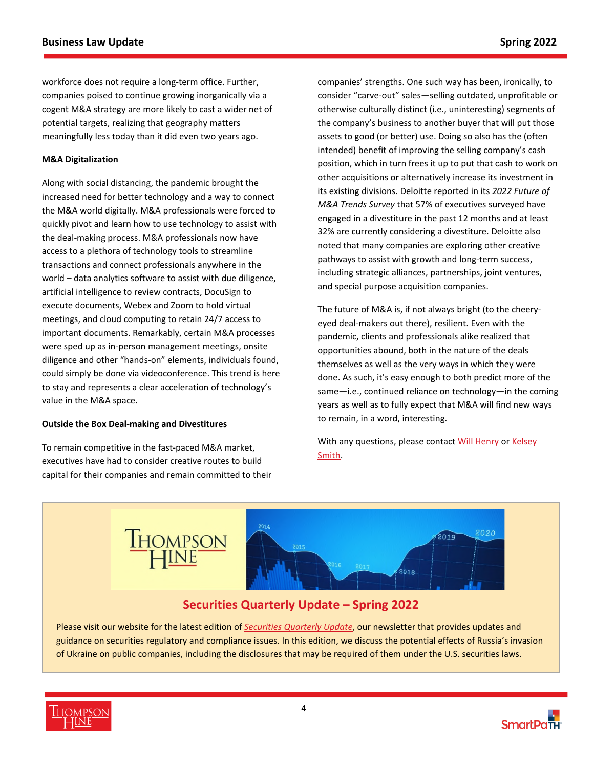workforce does not require a long-term office. Further, companies poised to continue growing inorganically via a cogent M&A strategy are more likely to cast a wider net of potential targets, realizing that geography matters meaningfully less today than it did even two years ago.

**M&A Digitalization**

Along with social distancing, the pandemic brought the increased need for better technology and a way to connect the M&A world digitally. M&A professionals were forced to quickly pivot and learn how to use technology to assist with the deal-making process. M&A professionals now have access to a plethora of technology tools to streamline transactions and connect professionals anywhere in the world – data analytics software to assist with due diligence, artificial intelligence to review contracts, DocuSign to execute documents, Webex and Zoom to hold virtual meetings, and cloud computing to retain 24/7 access to important documents. Remarkably, certain M&A processes were sped up as in-person management meetings, onsite diligence and other "hands-on" elements, individuals found, could simply be done via videoconference. This trend is here to stay and represents a clear acceleration of technology's value in the M&A space.

**Outside the Box Deal-making and Divestitures**

To remain competitive in the fast-paced M&A market, executives have had to consider creative routes to build capital for their companies and remain committed to their companies' strengths. One such way has been, ironically, to consider "carve-out" sales—selling outdated, unprofitable or otherwise culturally distinct (i.e., uninteresting) segments of the company's business to another buyer that will put those assets to good (or better) use. Doing so also has the (often intended) benefit of improving the selling company's cash position, which in turn frees it up to put that cash to work on other acquisitions or alternatively increase its investment in its existing divisions. Deloitte reported in its *2022 Future of M&A Trends Survey* that 57% of executives surveyed have engaged in a divestiture in the past 12 months and at least 32% are currently considering a divestiture. Deloitte also noted that many companies are exploring other creative pathways to assist with growth and long-term success, including strategic alliances, partnerships, joint ventures, and special purpose acquisition companies.

The future of M&A is, if not always bright (to the cheery-eyed deal-makers out there), resilient. Even with the pandemic, clients and professionals alike realized that opportunities abound, both in the nature of the deals themselves as well as the very ways in which they were done. As such, it's easy enough to both predict more of the same—i.e., continued reliance on technology—in the coming years as well as to fully expect that M&A will find new ways to remain, in a word, interesting.

With any questions, please contact Will Henry or Kelsey Smith.

## Securities Quarterly Update – Spring 2022

Please visit our website for the latest edition of *Securities Quarterly Update*, our newsletter that provides updates and guidance on securities regulatory and compliance issues. In this edition, we discuss the potential effects of Russia's invasion of Ukraine on public companies, including the disclosures that may be required of them under the U.S. securities laws.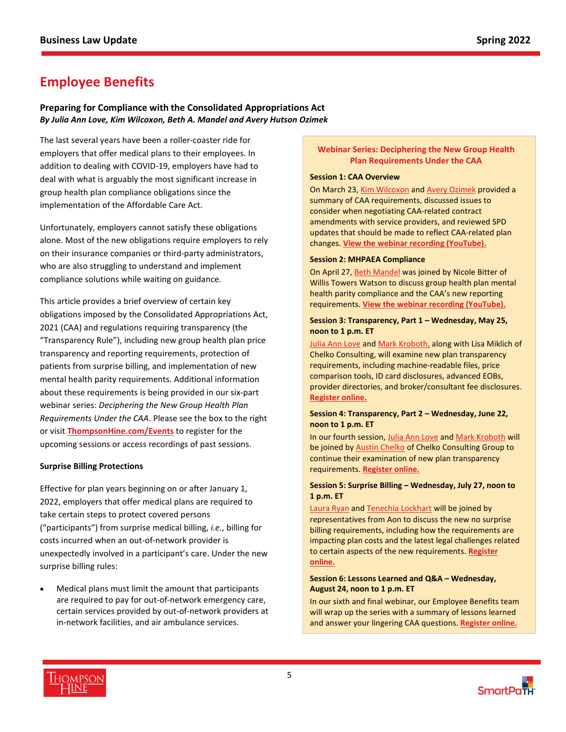# Employee Benefits

### Preparing for Compliance with the Consolidated Appropriations Act

***By Julia Ann Love, Kim Wilcoxon, Beth A. Mandel and Avery Hutson Ozimek***

The last several years have been a roller-coaster ride for employers that offer medical plans to their employees. In addition to dealing with COVID-19, employers have had to deal with what is arguably the most significant increase in group health plan compliance obligations since the implementation of the Affordable Care Act.

Unfortunately, employers cannot satisfy these obligations alone. Most of the new obligations require employers to rely on their insurance companies or third-party administrators, who are also struggling to understand and implement compliance solutions while waiting on guidance.

This article provides a brief overview of certain key obligations imposed by the Consolidated Appropriations Act, 2021 (CAA) and regulations requiring transparency (the "Transparency Rule"), including new group health plan price transparency and reporting requirements, protection of patients from surprise billing, and implementation of new mental health parity requirements. Additional information about these requirements is being provided in our six-part webinar series: *Deciphering the New Group Health Plan Requirements Under the CAA*. Please see the box to the right or visit **ThompsonHine.com/Events** to register for the upcoming sessions or access recordings of past sessions.

**Surprise Billing Protections**

Effective for plan years beginning on or after January 1, 2022, employers that offer medical plans are required to take certain steps to protect covered persons ("participants") from surprise medical billing, *i.e.*, billing for costs incurred when an out-of-network provider is unexpectedly involved in a participant's care. Under the new surprise billing rules:

- Medical plans must limit the amount that participants are required to pay for out-of-network emergency care, certain services provided by out-of-network providers at in-network facilities, and air ambulance services.

---

**Webinar Series: Deciphering the New Group Health Plan Requirements Under the CAA**

**Session 1: CAA Overview**

On March 23, Kim Wilcoxon and Avery Ozimek provided a summary of CAA requirements, discussed issues to consider when negotiating CAA-related contract amendments with service providers, and reviewed SPD updates that should be made to reflect CAA-related plan changes. **View the webinar recording (YouTube).**

**Session 2: MHPAEA Compliance**

On April 27, Beth Mandel was joined by Nicole Bitter of Willis Towers Watson to discuss group health plan mental health parity compliance and the CAA's new reporting requirements. **View the webinar recording (YouTube).**

**Session 3: Transparency, Part 1 – Wednesday, May 25, noon to 1 p.m. ET**

Julia Ann Love and Mark Kroboth, along with Lisa Miklich of Chelko Consulting, will examine new plan transparency requirements, including machine-readable files, price comparison tools, ID card disclosures, advanced EOBs, provider directories, and broker/consultant fee disclosures. **Register online.**

**Session 4: Transparency, Part 2 – Wednesday, June 22, noon to 1 p.m. ET**

In our fourth session, Julia Ann Love and Mark Kroboth will be joined by Austin Chelko of Chelko Consulting Group to continue their examination of new plan transparency requirements. **Register online.**

**Session 5: Surprise Billing – Wednesday, July 27, noon to 1 p.m. ET**

Laura Ryan and Tenechia Lockhart will be joined by representatives from Aon to discuss the new no surprise billing requirements, including how the requirements are impacting plan costs and the latest legal challenges related to certain aspects of the new requirements. **Register online.**

**Session 6: Lessons Learned and Q&A – Wednesday, August 24, noon to 1 p.m. ET**

In our sixth and final webinar, our Employee Benefits team will wrap up the series with a summary of lessons learned and answer your lingering CAA questions. **Register online.**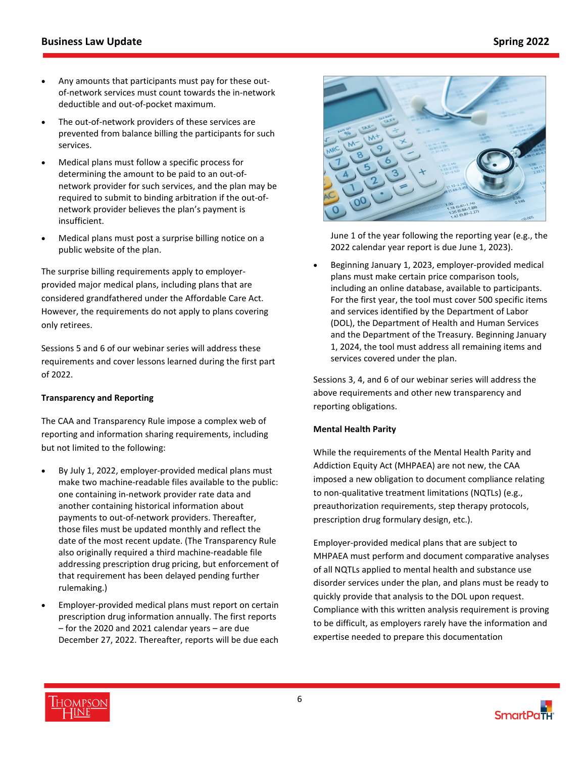- Any amounts that participants must pay for these out-of-network services must count towards the in-network deductible and out-of-pocket maximum.
- The out-of-network providers of these services are prevented from balance billing the participants for such services.
- Medical plans must follow a specific process for determining the amount to be paid to an out-of-network provider for such services, and the plan may be required to submit to binding arbitration if the out-of-network provider believes the plan's payment is insufficient.
- Medical plans must post a surprise billing notice on a public website of the plan.

The surprise billing requirements apply to employer-provided major medical plans, including plans that are considered grandfathered under the Affordable Care Act. However, the requirements do not apply to plans covering only retirees.

Sessions 5 and 6 of our webinar series will address these requirements and cover lessons learned during the first part of 2022.

**Transparency and Reporting**

The CAA and Transparency Rule impose a complex web of reporting and information sharing requirements, including but not limited to the following:

- By July 1, 2022, employer-provided medical plans must make two machine-readable files available to the public: one containing in-network provider rate data and another containing historical information about payments to out-of-network providers. Thereafter, those files must be updated monthly and reflect the date of the most recent update. (The Transparency Rule also originally required a third machine-readable file addressing prescription drug pricing, but enforcement of that requirement has been delayed pending further rulemaking.)
- Employer-provided medical plans must report on certain prescription drug information annually. The first reports – for the 2020 and 2021 calendar years – are due December 27, 2022. Thereafter, reports will be due each June 1 of the year following the reporting year (e.g., the 2022 calendar year report is due June 1, 2023).
- Beginning January 1, 2023, employer-provided medical plans must make certain price comparison tools, including an online database, available to participants. For the first year, the tool must cover 500 specific items and services identified by the Department of Labor (DOL), the Department of Health and Human Services and the Department of the Treasury. Beginning January 1, 2024, the tool must address all remaining items and services covered under the plan.

Sessions 3, 4, and 6 of our webinar series will address the above requirements and other new transparency and reporting obligations.

**Mental Health Parity**

While the requirements of the Mental Health Parity and Addiction Equity Act (MHPAEA) are not new, the CAA imposed a new obligation to document compliance relating to non-qualitative treatment limitations (NQTLs) (e.g., preauthorization requirements, step therapy protocols, prescription drug formulary design, etc.).

Employer-provided medical plans that are subject to MHPAEA must perform and document comparative analyses of all NQTLs applied to mental health and substance use disorder services under the plan, and plans must be ready to quickly provide that analysis to the DOL upon request. Compliance with this written analysis requirement is proving to be difficult, as employers rarely have the information and expertise needed to prepare this documentation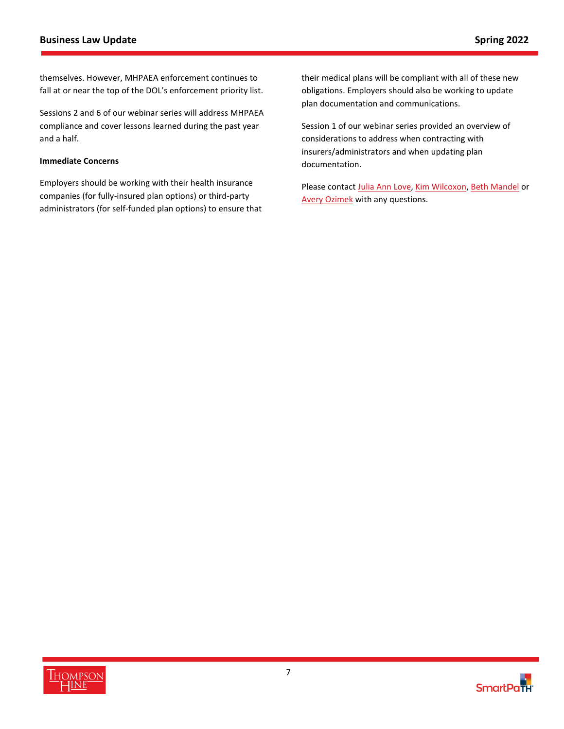themselves. However, MHPAEA enforcement continues to fall at or near the top of the DOL's enforcement priority list.

Sessions 2 and 6 of our webinar series will address MHPAEA compliance and cover lessons learned during the past year and a half.

**Immediate Concerns**

Employers should be working with their health insurance companies (for fully-insured plan options) or third-party administrators (for self-funded plan options) to ensure that their medical plans will be compliant with all of these new obligations. Employers should also be working to update plan documentation and communications.

Session 1 of our webinar series provided an overview of considerations to address when contracting with insurers/administrators and when updating plan documentation.

Please contact Julia Ann Love, Kim Wilcoxon, Beth Mandel or Avery Ozimek with any questions.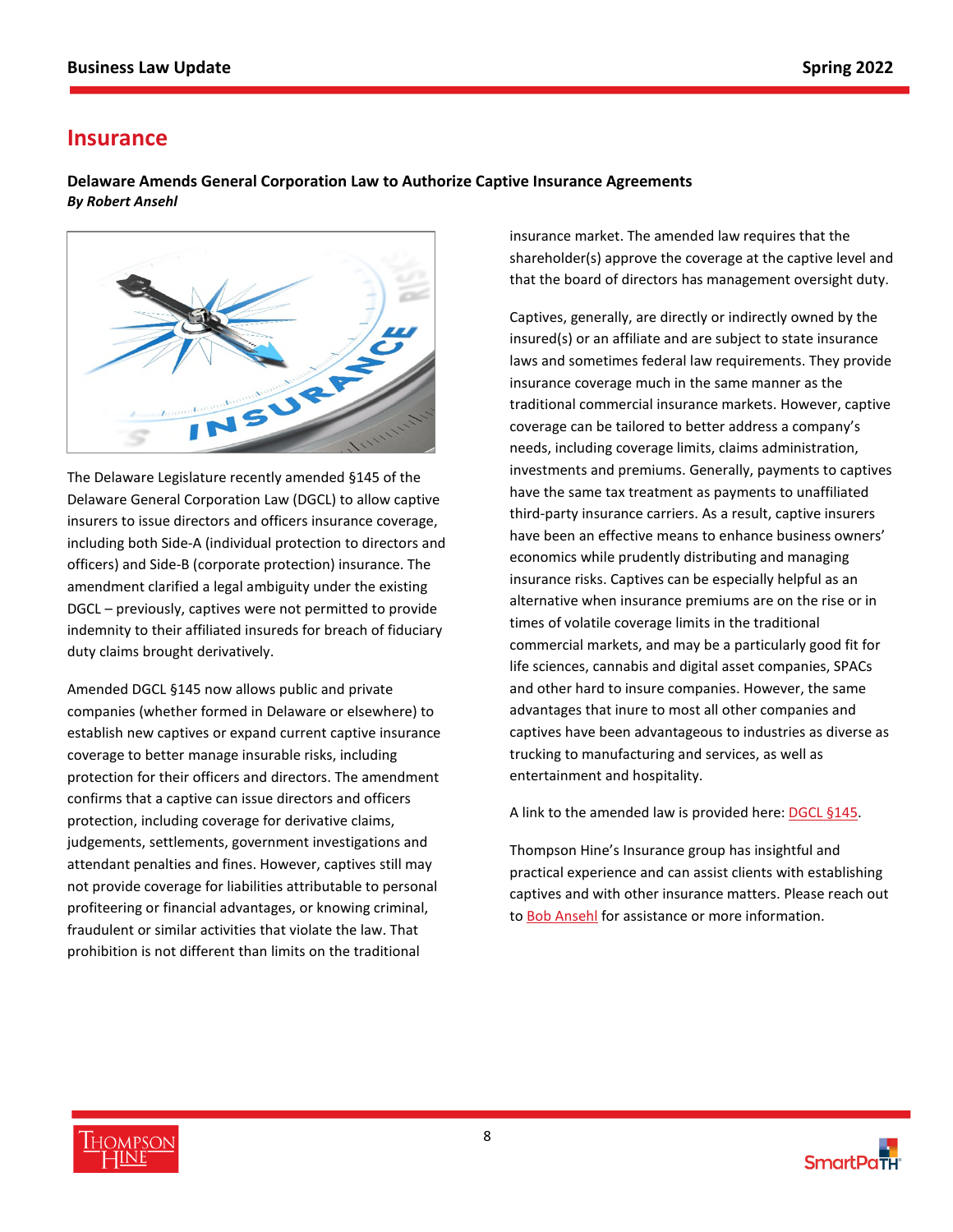## Insurance

### Delaware Amends General Corporation Law to Authorize Captive Insurance Agreements

***By Robert Ansehl***

The Delaware Legislature recently amended §145 of the Delaware General Corporation Law (DGCL) to allow captive insurers to issue directors and officers insurance coverage, including both Side-A (individual protection to directors and officers) and Side-B (corporate protection) insurance. The amendment clarified a legal ambiguity under the existing DGCL – previously, captives were not permitted to provide indemnity to their affiliated insureds for breach of fiduciary duty claims brought derivatively.

Amended DGCL §145 now allows public and private companies (whether formed in Delaware or elsewhere) to establish new captives or expand current captive insurance coverage to better manage insurable risks, including protection for their officers and directors. The amendment confirms that a captive can issue directors and officers protection, including coverage for derivative claims, judgements, settlements, government investigations and attendant penalties and fines. However, captives still may not provide coverage for liabilities attributable to personal profiteering or financial advantages, or knowing criminal, fraudulent or similar activities that violate the law. That prohibition is not different than limits on the traditional insurance market. The amended law requires that the shareholder(s) approve the coverage at the captive level and that the board of directors has management oversight duty.

Captives, generally, are directly or indirectly owned by the insured(s) or an affiliate and are subject to state insurance laws and sometimes federal law requirements. They provide insurance coverage much in the same manner as the traditional commercial insurance markets. However, captive coverage can be tailored to better address a company's needs, including coverage limits, claims administration, investments and premiums. Generally, payments to captives have the same tax treatment as payments to unaffiliated third-party insurance carriers. As a result, captive insurers have been an effective means to enhance business owners' economics while prudently distributing and managing insurance risks. Captives can be especially helpful as an alternative when insurance premiums are on the rise or in times of volatile coverage limits in the traditional commercial markets, and may be a particularly good fit for life sciences, cannabis and digital asset companies, SPACs and other hard to insure companies. However, the same advantages that inure to most all other companies and captives have been advantageous to industries as diverse as trucking to manufacturing and services, as well as entertainment and hospitality.

A link to the amended law is provided here: DGCL §145.

Thompson Hine's Insurance group has insightful and practical experience and can assist clients with establishing captives and with other insurance matters. Please reach out to Bob Ansehl for assistance or more information.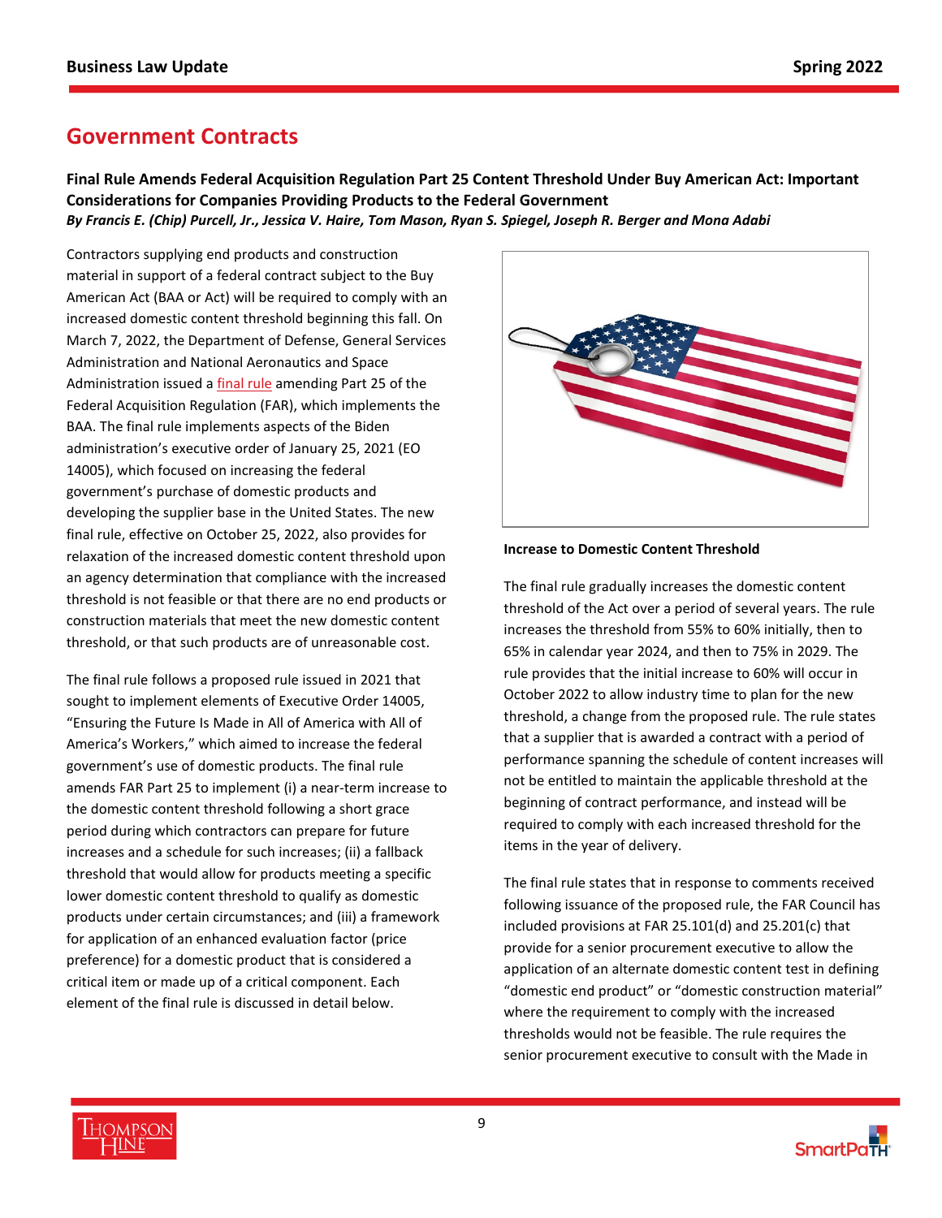# Government Contracts

**Final Rule Amends Federal Acquisition Regulation Part 25 Content Threshold Under Buy American Act: Important Considerations for Companies Providing Products to the Federal Government**

***By Francis E. (Chip) Purcell, Jr., Jessica V. Haire, Tom Mason, Ryan S. Spiegel, Joseph R. Berger and Mona Adabi***

Contractors supplying end products and construction material in support of a federal contract subject to the Buy American Act (BAA or Act) will be required to comply with an increased domestic content threshold beginning this fall. On March 7, 2022, the Department of Defense, General Services Administration and National Aeronautics and Space Administration issued a final rule amending Part 25 of the Federal Acquisition Regulation (FAR), which implements the BAA. The final rule implements aspects of the Biden administration's executive order of January 25, 2021 (EO 14005), which focused on increasing the federal government's purchase of domestic products and developing the supplier base in the United States. The new final rule, effective on October 25, 2022, also provides for relaxation of the increased domestic content threshold upon an agency determination that compliance with the increased threshold is not feasible or that there are no end products or construction materials that meet the new domestic content threshold, or that such products are of unreasonable cost.

The final rule follows a proposed rule issued in 2021 that sought to implement elements of Executive Order 14005, "Ensuring the Future Is Made in All of America with All of America's Workers," which aimed to increase the federal government's use of domestic products. The final rule amends FAR Part 25 to implement (i) a near-term increase to the domestic content threshold following a short grace period during which contractors can prepare for future increases and a schedule for such increases; (ii) a fallback threshold that would allow for products meeting a specific lower domestic content threshold to qualify as domestic products under certain circumstances; and (iii) a framework for application of an enhanced evaluation factor (price preference) for a domestic product that is considered a critical item or made up of a critical component. Each element of the final rule is discussed in detail below.

**Increase to Domestic Content Threshold**

The final rule gradually increases the domestic content threshold of the Act over a period of several years. The rule increases the threshold from 55% to 60% initially, then to 65% in calendar year 2024, and then to 75% in 2029. The rule provides that the initial increase to 60% will occur in October 2022 to allow industry time to plan for the new threshold, a change from the proposed rule. The rule states that a supplier that is awarded a contract with a period of performance spanning the schedule of content increases will not be entitled to maintain the applicable threshold at the beginning of contract performance, and instead will be required to comply with each increased threshold for the items in the year of delivery.

The final rule states that in response to comments received following issuance of the proposed rule, the FAR Council has included provisions at FAR 25.101(d) and 25.201(c) that provide for a senior procurement executive to allow the application of an alternate domestic content test in defining "domestic end product" or "domestic construction material" where the requirement to comply with the increased thresholds would not be feasible. The rule requires the senior procurement executive to consult with the Made in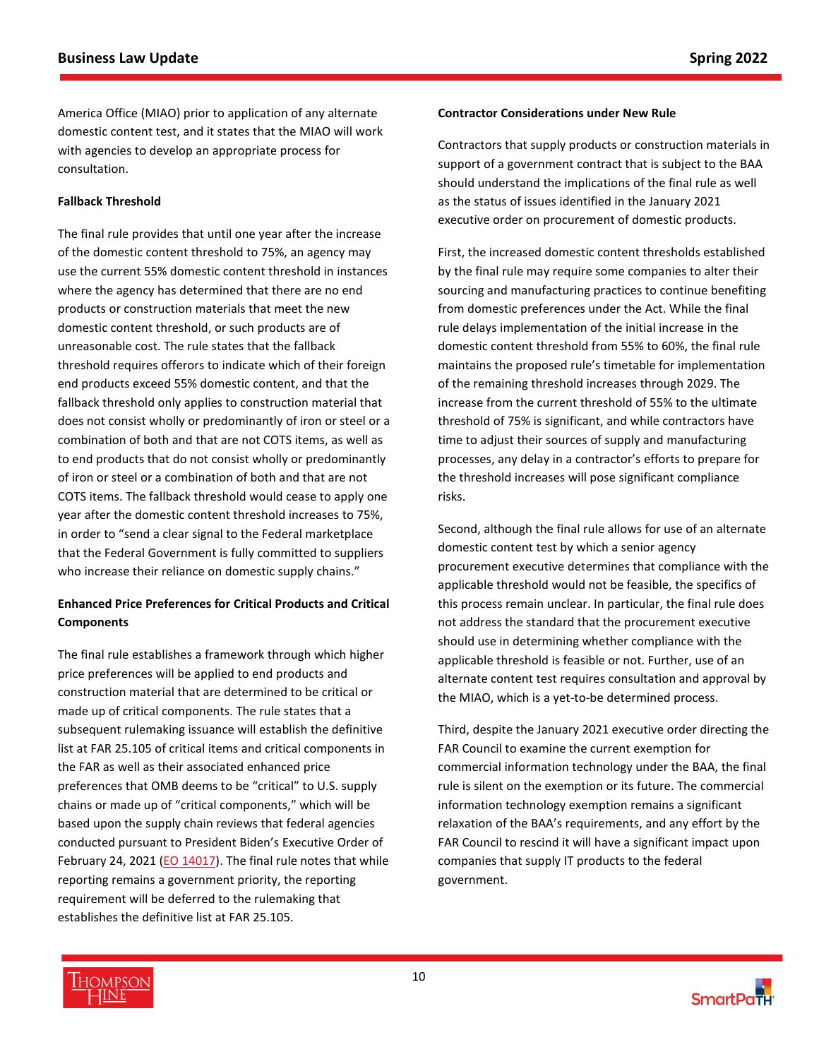America Office (MIAO) prior to application of any alternate domestic content test, and it states that the MIAO will work with agencies to develop an appropriate process for consultation.

**Fallback Threshold**

The final rule provides that until one year after the increase of the domestic content threshold to 75%, an agency may use the current 55% domestic content threshold in instances where the agency has determined that there are no end products or construction materials that meet the new domestic content threshold, or such products are of unreasonable cost. The rule states that the fallback threshold requires offerors to indicate which of their foreign end products exceed 55% domestic content, and that the fallback threshold only applies to construction material that does not consist wholly or predominantly of iron or steel or a combination of both and that are not COTS items, as well as to end products that do not consist wholly or predominantly of iron or steel or a combination of both and that are not COTS items. The fallback threshold would cease to apply one year after the domestic content threshold increases to 75%, in order to "send a clear signal to the Federal marketplace that the Federal Government is fully committed to suppliers who increase their reliance on domestic supply chains."

**Enhanced Price Preferences for Critical Products and Critical Components**

The final rule establishes a framework through which higher price preferences will be applied to end products and construction material that are determined to be critical or made up of critical components. The rule states that a subsequent rulemaking issuance will establish the definitive list at FAR 25.105 of critical items and critical components in the FAR as well as their associated enhanced price preferences that OMB deems to be "critical" to U.S. supply chains or made up of "critical components," which will be based upon the supply chain reviews that federal agencies conducted pursuant to President Biden's Executive Order of February 24, 2021 (EO 14017). The final rule notes that while reporting remains a government priority, the reporting requirement will be deferred to the rulemaking that establishes the definitive list at FAR 25.105.

**Contractor Considerations under New Rule**

Contractors that supply products or construction materials in support of a government contract that is subject to the BAA should understand the implications of the final rule as well as the status of issues identified in the January 2021 executive order on procurement of domestic products.

First, the increased domestic content thresholds established by the final rule may require some companies to alter their sourcing and manufacturing practices to continue benefiting from domestic preferences under the Act. While the final rule delays implementation of the initial increase in the domestic content threshold from 55% to 60%, the final rule maintains the proposed rule's timetable for implementation of the remaining threshold increases through 2029. The increase from the current threshold of 55% to the ultimate threshold of 75% is significant, and while contractors have time to adjust their sources of supply and manufacturing processes, any delay in a contractor's efforts to prepare for the threshold increases will pose significant compliance risks.

Second, although the final rule allows for use of an alternate domestic content test by which a senior agency procurement executive determines that compliance with the applicable threshold would not be feasible, the specifics of this process remain unclear. In particular, the final rule does not address the standard that the procurement executive should use in determining whether compliance with the applicable threshold is feasible or not. Further, use of an alternate content test requires consultation and approval by the MIAO, which is a yet-to-be determined process.

Third, despite the January 2021 executive order directing the FAR Council to examine the current exemption for commercial information technology under the BAA, the final rule is silent on the exemption or its future. The commercial information technology exemption remains a significant relaxation of the BAA's requirements, and any effort by the FAR Council to rescind it will have a significant impact upon companies that supply IT products to the federal government.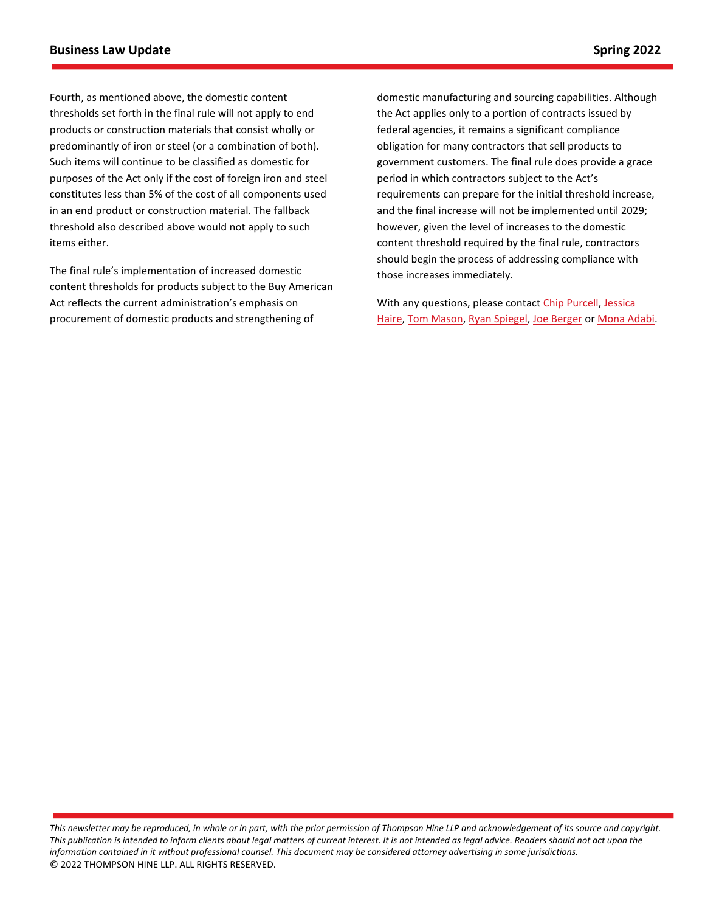Fourth, as mentioned above, the domestic content thresholds set forth in the final rule will not apply to end products or construction materials that consist wholly or predominantly of iron or steel (or a combination of both). Such items will continue to be classified as domestic for purposes of the Act only if the cost of foreign iron and steel constitutes less than 5% of the cost of all components used in an end product or construction material. The fallback threshold also described above would not apply to such items either.

The final rule's implementation of increased domestic content thresholds for products subject to the Buy American Act reflects the current administration's emphasis on procurement of domestic products and strengthening of domestic manufacturing and sourcing capabilities. Although the Act applies only to a portion of contracts issued by federal agencies, it remains a significant compliance obligation for many contractors that sell products to government customers. The final rule does provide a grace period in which contractors subject to the Act's requirements can prepare for the initial threshold increase, and the final increase will not be implemented until 2029; however, given the level of increases to the domestic content threshold required by the final rule, contractors should begin the process of addressing compliance with those increases immediately.

With any questions, please contact Chip Purcell, Jessica Haire, Tom Mason, Ryan Spiegel, Joe Berger or Mona Adabi.

*This newsletter may be reproduced, in whole or in part, with the prior permission of Thompson Hine LLP and acknowledgement of its source and copyright. This publication is intended to inform clients about legal matters of current interest. It is not intended as legal advice. Readers should not act upon the information contained in it without professional counsel. This document may be considered attorney advertising in some jurisdictions.*

© 2022 THOMPSON HINE LLP. ALL RIGHTS RESERVED.